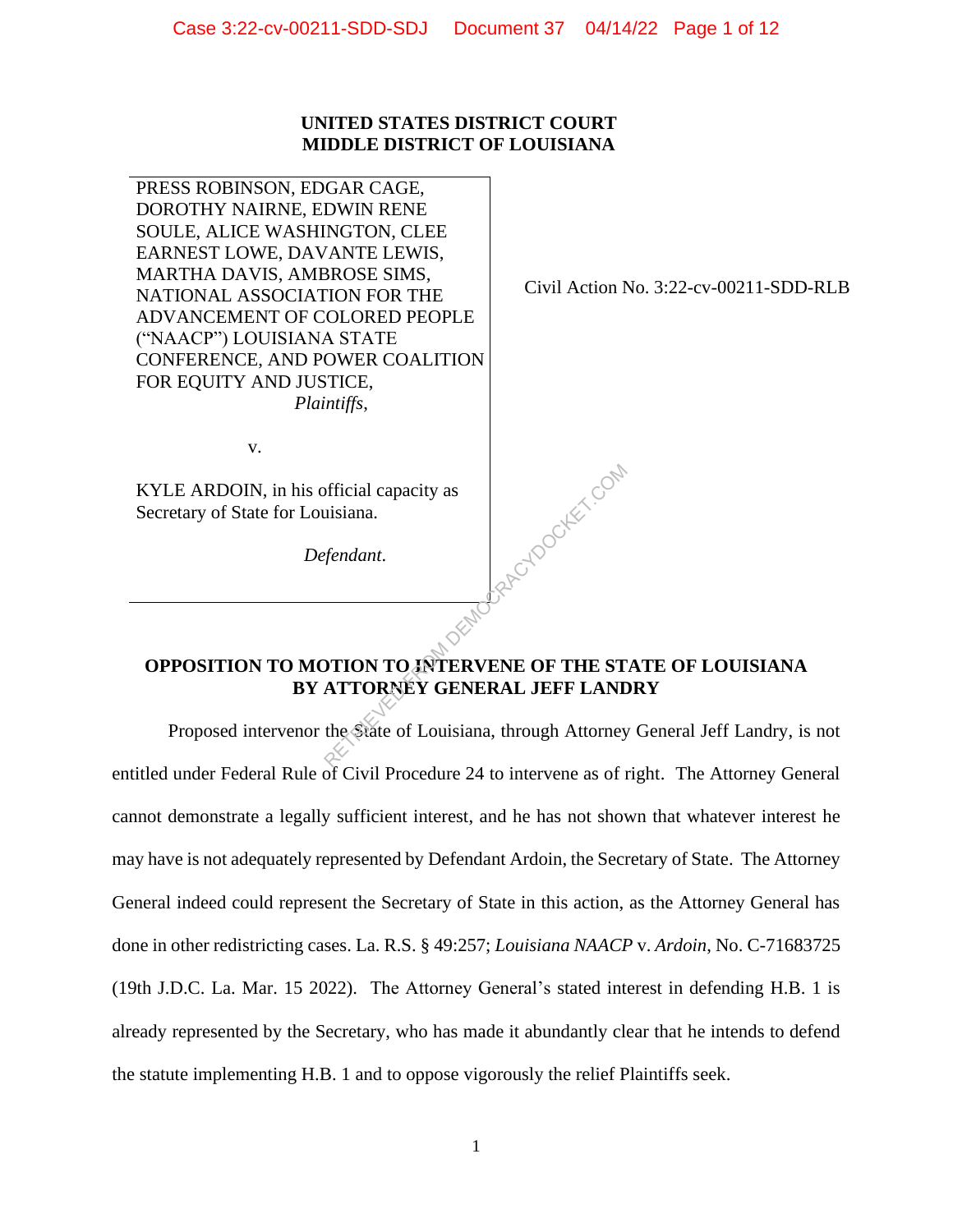**UNITED STATES DISTRICT COURT**
**MIDDLE DISTRICT OF LOUISIANA**

| | |
|---|---|
| PRESS ROBINSON, EDGAR CAGE, DOROTHY NAIRNE, EDWIN RENE SOULE, ALICE WASHINGTON, CLEE EARNEST LOWE, DAVANTE LEWIS, MARTHA DAVIS, AMBROSE SIMS, NATIONAL ASSOCIATION FOR THE ADVANCEMENT OF COLORED PEOPLE ("NAACP") LOUISIANA STATE CONFERENCE, AND POWER COALITION FOR EQUITY AND JUSTICE, *Plaintiffs*, <br><br> v. <br><br> KYLE ARDOIN, in his official capacity as Secretary of State for Louisiana. <br><br> *Defendant*. | Civil Action No. 3:22-cv-00211-SDD-RLB |

## OPPOSITION TO MOTION TO INTERVENE OF THE STATE OF LOUISIANA BY ATTORNEY GENERAL JEFF LANDRY

Proposed intervenor the State of Louisiana, through Attorney General Jeff Landry, is not entitled under Federal Rule of Civil Procedure 24 to intervene as of right. The Attorney General cannot demonstrate a legally sufficient interest, and he has not shown that whatever interest he may have is not adequately represented by Defendant Ardoin, the Secretary of State. The Attorney General indeed could represent the Secretary of State in this action, as the Attorney General has done in other redistricting cases. La. R.S. § 49:257; *Louisiana NAACP* v. *Ardoin*, No. C-71683725 (19th J.D.C. La. Mar. 15 2022). The Attorney General's stated interest in defending H.B. 1 is already represented by the Secretary, who has made it abundantly clear that he intends to defend the statute implementing H.B. 1 and to oppose vigorously the relief Plaintiffs seek.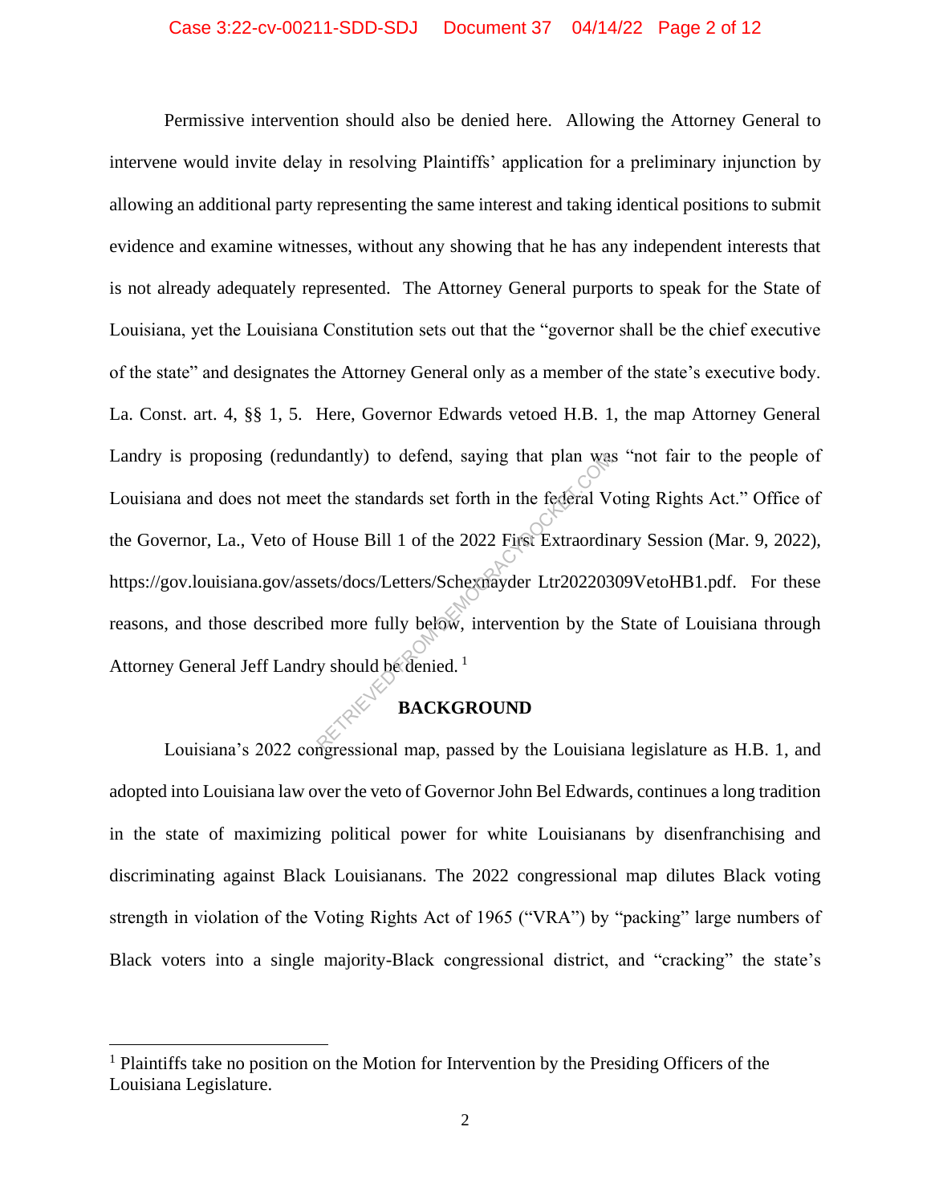Permissive intervention should also be denied here. Allowing the Attorney General to intervene would invite delay in resolving Plaintiffs' application for a preliminary injunction by allowing an additional party representing the same interest and taking identical positions to submit evidence and examine witnesses, without any showing that he has any independent interests that is not already adequately represented. The Attorney General purports to speak for the State of Louisiana, yet the Louisiana Constitution sets out that the "governor shall be the chief executive of the state" and designates the Attorney General only as a member of the state's executive body. La. Const. art. 4, §§ 1, 5. Here, Governor Edwards vetoed H.B. 1, the map Attorney General Landry is proposing (redundantly) to defend, saying that plan was "not fair to the people of Louisiana and does not meet the standards set forth in the federal Voting Rights Act." Office of the Governor, La., Veto of House Bill 1 of the 2022 First Extraordinary Session (Mar. 9, 2022), https://gov.louisiana.gov/assets/docs/Letters/Schexnayder Ltr20220309VetoHB1.pdf. For these reasons, and those described more fully below, intervention by the State of Louisiana through Attorney General Jeff Landry should be denied.[1]

## BACKGROUND

Louisiana's 2022 congressional map, passed by the Louisiana legislature as H.B. 1, and adopted into Louisiana law over the veto of Governor John Bel Edwards, continues a long tradition in the state of maximizing political power for white Louisianans by disenfranchising and discriminating against Black Louisianans. The 2022 congressional map dilutes Black voting strength in violation of the Voting Rights Act of 1965 ("VRA") by "packing" large numbers of Black voters into a single majority-Black congressional district, and "cracking" the state's

---

[1] Plaintiffs take no position on the Motion for Intervention by the Presiding Officers of the Louisiana Legislature.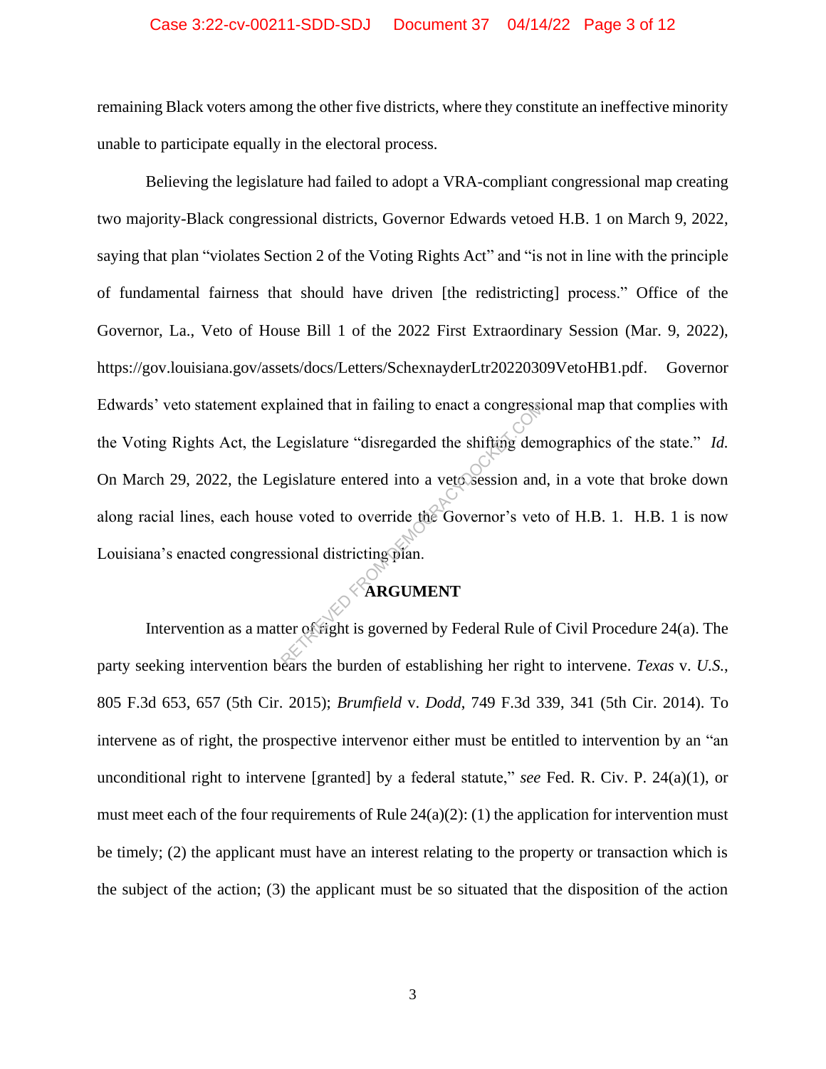remaining Black voters among the other five districts, where they constitute an ineffective minority unable to participate equally in the electoral process.

Believing the legislature had failed to adopt a VRA-compliant congressional map creating two majority-Black congressional districts, Governor Edwards vetoed H.B. 1 on March 9, 2022, saying that plan "violates Section 2 of the Voting Rights Act" and "is not in line with the principle of fundamental fairness that should have driven [the redistricting] process." Office of the Governor, La., Veto of House Bill 1 of the 2022 First Extraordinary Session (Mar. 9, 2022), https://gov.louisiana.gov/assets/docs/Letters/SchexnayderLtr20220309VetoHB1.pdf. Governor Edwards' veto statement explained that in failing to enact a congressional map that complies with the Voting Rights Act, the Legislature "disregarded the shifting demographics of the state." *Id.* On March 29, 2022, the Legislature entered into a veto session and, in a vote that broke down along racial lines, each house voted to override the Governor's veto of H.B. 1. H.B. 1 is now Louisiana's enacted congressional districting plan.

## ARGUMENT

Intervention as a matter of right is governed by Federal Rule of Civil Procedure 24(a). The party seeking intervention bears the burden of establishing her right to intervene. *Texas* v. *U.S.*, 805 F.3d 653, 657 (5th Cir. 2015); *Brumfield* v. *Dodd*, 749 F.3d 339, 341 (5th Cir. 2014). To intervene as of right, the prospective intervenor either must be entitled to intervention by an "an unconditional right to intervene [granted] by a federal statute," *see* Fed. R. Civ. P. 24(a)(1), or must meet each of the four requirements of Rule 24(a)(2): (1) the application for intervention must be timely; (2) the applicant must have an interest relating to the property or transaction which is the subject of the action; (3) the applicant must be so situated that the disposition of the action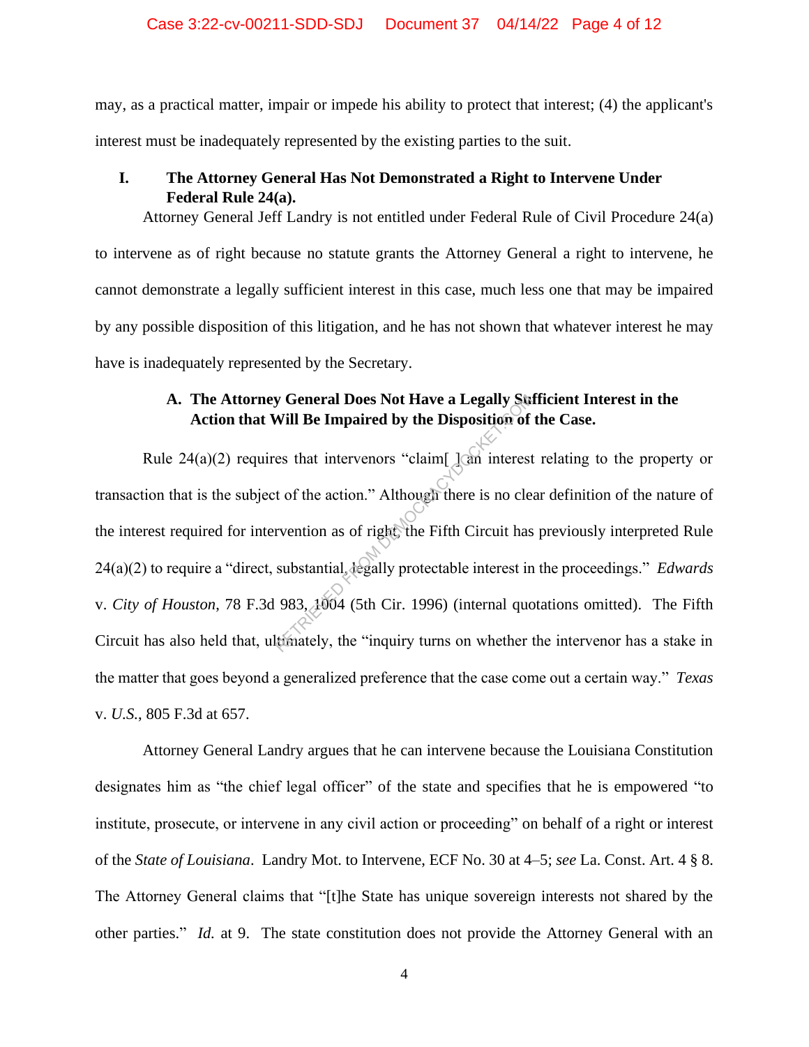may, as a practical matter, impair or impede his ability to protect that interest; (4) the applicant's interest must be inadequately represented by the existing parties to the suit.

## I. The Attorney General Has Not Demonstrated a Right to Intervene Under Federal Rule 24(a).

Attorney General Jeff Landry is not entitled under Federal Rule of Civil Procedure 24(a) to intervene as of right because no statute grants the Attorney General a right to intervene, he cannot demonstrate a legally sufficient interest in this case, much less one that may be impaired by any possible disposition of this litigation, and he has not shown that whatever interest he may have is inadequately represented by the Secretary.

### A. The Attorney General Does Not Have a Legally Sufficient Interest in the Action that Will Be Impaired by the Disposition of the Case.

Rule 24(a)(2) requires that intervenors "claim[ ] an interest relating to the property or transaction that is the subject of the action." Although there is no clear definition of the nature of the interest required for intervention as of right, the Fifth Circuit has previously interpreted Rule 24(a)(2) to require a "direct, substantial, legally protectable interest in the proceedings." *Edwards* v. *City of Houston*, 78 F.3d 983, 1004 (5th Cir. 1996) (internal quotations omitted). The Fifth Circuit has also held that, ultimately, the "inquiry turns on whether the intervenor has a stake in the matter that goes beyond a generalized preference that the case come out a certain way." *Texas* v. *U.S.*, 805 F.3d at 657.

Attorney General Landry argues that he can intervene because the Louisiana Constitution designates him as "the chief legal officer" of the state and specifies that he is empowered "to institute, prosecute, or intervene in any civil action or proceeding" on behalf of a right or interest of the *State of Louisiana*. Landry Mot. to Intervene, ECF No. 30 at 4–5; *see* La. Const. Art. 4 § 8. The Attorney General claims that "[t]he State has unique sovereign interests not shared by the other parties." *Id.* at 9. The state constitution does not provide the Attorney General with an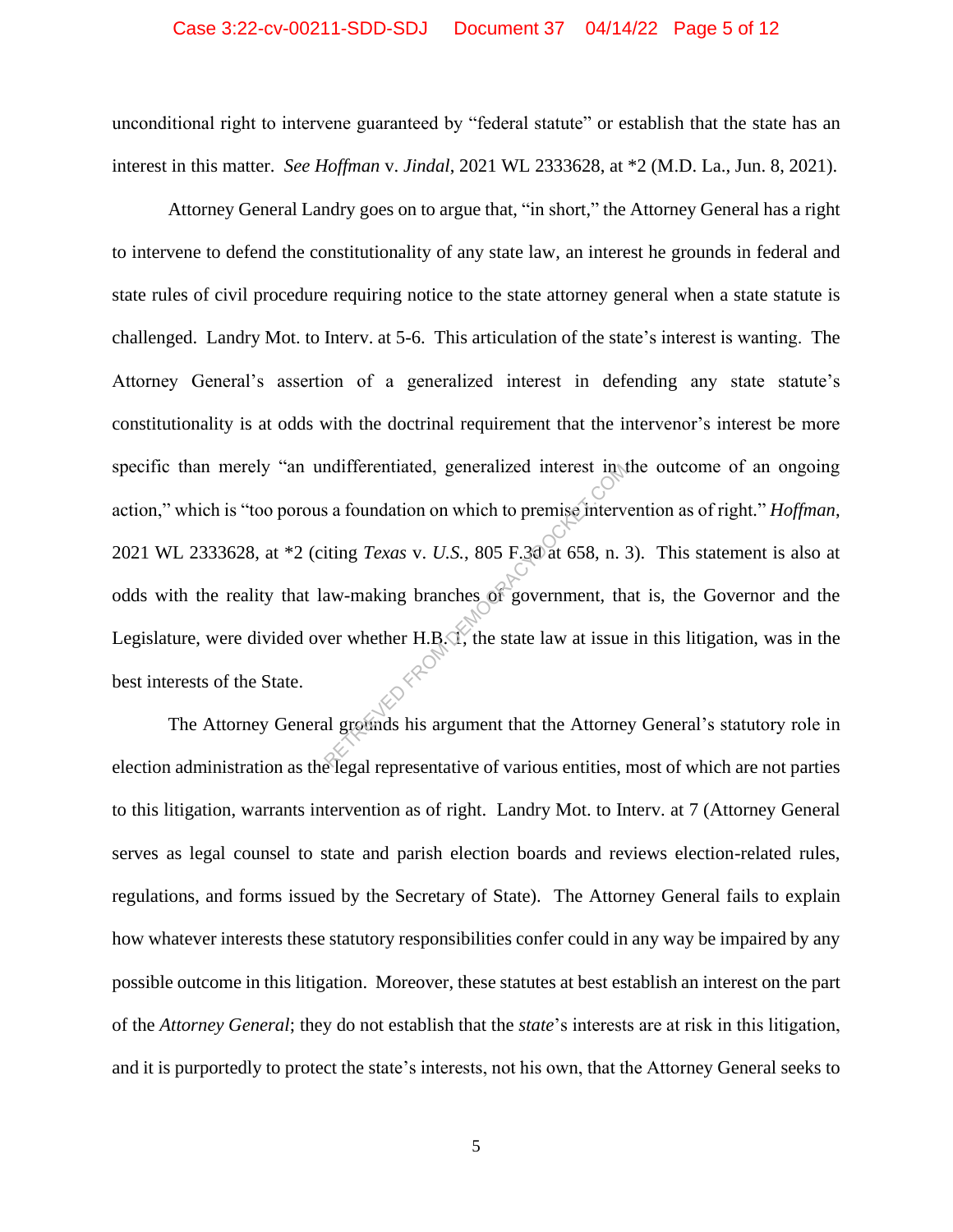unconditional right to intervene guaranteed by "federal statute" or establish that the state has an interest in this matter. *See Hoffman* v. *Jindal*, 2021 WL 2333628, at *2 (M.D. La., Jun. 8, 2021).

Attorney General Landry goes on to argue that, "in short," the Attorney General has a right to intervene to defend the constitutionality of any state law, an interest he grounds in federal and state rules of civil procedure requiring notice to the state attorney general when a state statute is challenged. Landry Mot. to Interv. at 5-6. This articulation of the state's interest is wanting. The Attorney General's assertion of a generalized interest in defending any state statute's constitutionality is at odds with the doctrinal requirement that the intervenor's interest be more specific than merely "an undifferentiated, generalized interest in the outcome of an ongoing action," which is "too porous a foundation on which to premise intervention as of right." *Hoffman*, 2021 WL 2333628, at *2 (citing *Texas* v. *U.S.*, 805 F.3d at 658, n. 3). This statement is also at odds with the reality that law-making branches of government, that is, the Governor and the Legislature, were divided over whether H.B. 1, the state law at issue in this litigation, was in the best interests of the State.

The Attorney General grounds his argument that the Attorney General's statutory role in election administration as the legal representative of various entities, most of which are not parties to this litigation, warrants intervention as of right. Landry Mot. to Interv. at 7 (Attorney General serves as legal counsel to state and parish election boards and reviews election-related rules, regulations, and forms issued by the Secretary of State). The Attorney General fails to explain how whatever interests these statutory responsibilities confer could in any way be impaired by any possible outcome in this litigation. Moreover, these statutes at best establish an interest on the part of the *Attorney General*; they do not establish that the *state*'s interests are at risk in this litigation, and it is purportedly to protect the state's interests, not his own, that the Attorney General seeks to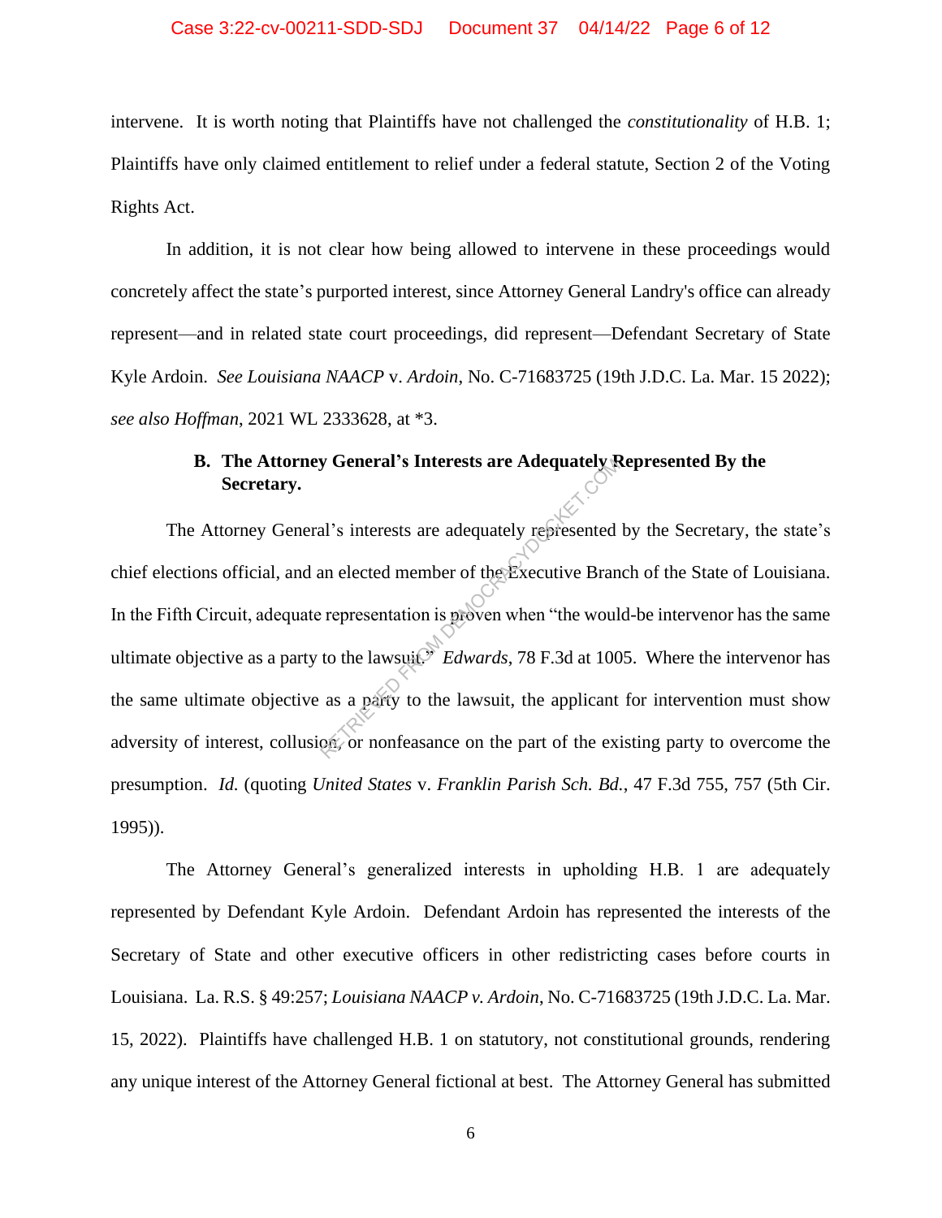intervene. It is worth noting that Plaintiffs have not challenged the *constitutionality* of H.B. 1; Plaintiffs have only claimed entitlement to relief under a federal statute, Section 2 of the Voting Rights Act.

In addition, it is not clear how being allowed to intervene in these proceedings would concretely affect the state's purported interest, since Attorney General Landry's office can already represent—and in related state court proceedings, did represent—Defendant Secretary of State Kyle Ardoin. *See Louisiana NAACP* v. *Ardoin*, No. C-71683725 (19th J.D.C. La. Mar. 15 2022); *see also Hoffman*, 2021 WL 2333628, at *3.

### B. The Attorney General's Interests are Adequately Represented By the Secretary.

The Attorney General's interests are adequately represented by the Secretary, the state's chief elections official, and an elected member of the Executive Branch of the State of Louisiana. In the Fifth Circuit, adequate representation is proven when "the would-be intervenor has the same ultimate objective as a party to the lawsuit." *Edwards*, 78 F.3d at 1005. Where the intervenor has the same ultimate objective as a party to the lawsuit, the applicant for intervention must show adversity of interest, collusion, or nonfeasance on the part of the existing party to overcome the presumption. *Id.* (quoting *United States* v. *Franklin Parish Sch. Bd.*, 47 F.3d 755, 757 (5th Cir. 1995)).

The Attorney General's generalized interests in upholding H.B. 1 are adequately represented by Defendant Kyle Ardoin. Defendant Ardoin has represented the interests of the Secretary of State and other executive officers in other redistricting cases before courts in Louisiana. La. R.S. § 49:257; *Louisiana NAACP v. Ardoin*, No. C-71683725 (19th J.D.C. La. Mar. 15, 2022). Plaintiffs have challenged H.B. 1 on statutory, not constitutional grounds, rendering any unique interest of the Attorney General fictional at best. The Attorney General has submitted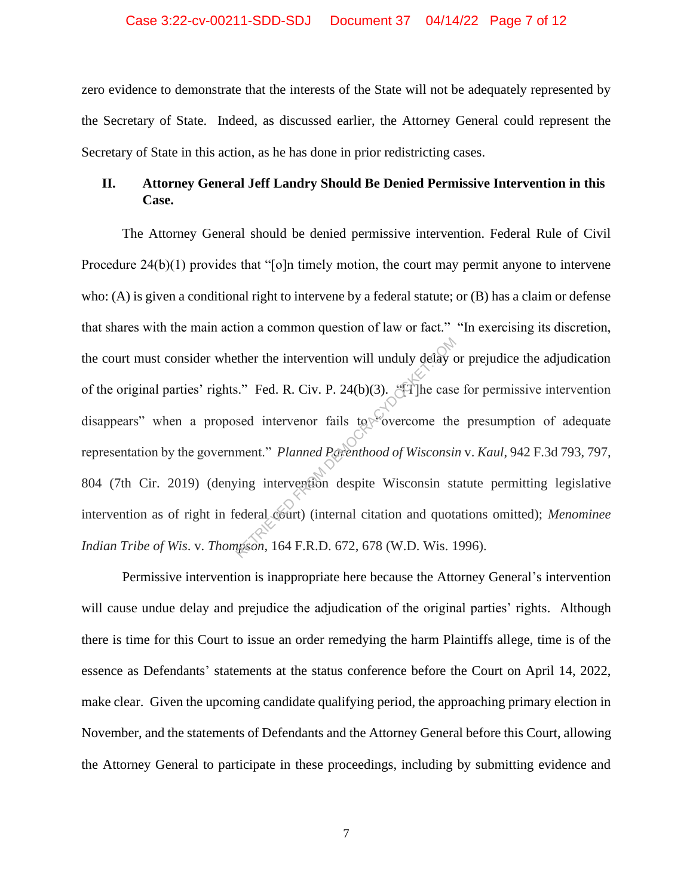zero evidence to demonstrate that the interests of the State will not be adequately represented by the Secretary of State. Indeed, as discussed earlier, the Attorney General could represent the Secretary of State in this action, as he has done in prior redistricting cases.

## II. Attorney General Jeff Landry Should Be Denied Permissive Intervention in this Case.

The Attorney General should be denied permissive intervention. Federal Rule of Civil Procedure 24(b)(1) provides that "[o]n timely motion, the court may permit anyone to intervene who: (A) is given a conditional right to intervene by a federal statute; or (B) has a claim or defense that shares with the main action a common question of law or fact." "In exercising its discretion, the court must consider whether the intervention will unduly delay or prejudice the adjudication of the original parties' rights." Fed. R. Civ. P. 24(b)(3). "[T]he case for permissive intervention disappears" when a proposed intervenor fails to "overcome the presumption of adequate representation by the government." *Planned Parenthood of Wisconsin* v. *Kaul*, 942 F.3d 793, 797, 804 (7th Cir. 2019) (denying intervention despite Wisconsin statute permitting legislative intervention as of right in federal court) (internal citation and quotations omitted); *Menominee Indian Tribe of Wis.* v. *Thompson*, 164 F.R.D. 672, 678 (W.D. Wis. 1996).

Permissive intervention is inappropriate here because the Attorney General's intervention will cause undue delay and prejudice the adjudication of the original parties' rights. Although there is time for this Court to issue an order remedying the harm Plaintiffs allege, time is of the essence as Defendants' statements at the status conference before the Court on April 14, 2022, make clear. Given the upcoming candidate qualifying period, the approaching primary election in November, and the statements of Defendants and the Attorney General before this Court, allowing the Attorney General to participate in these proceedings, including by submitting evidence and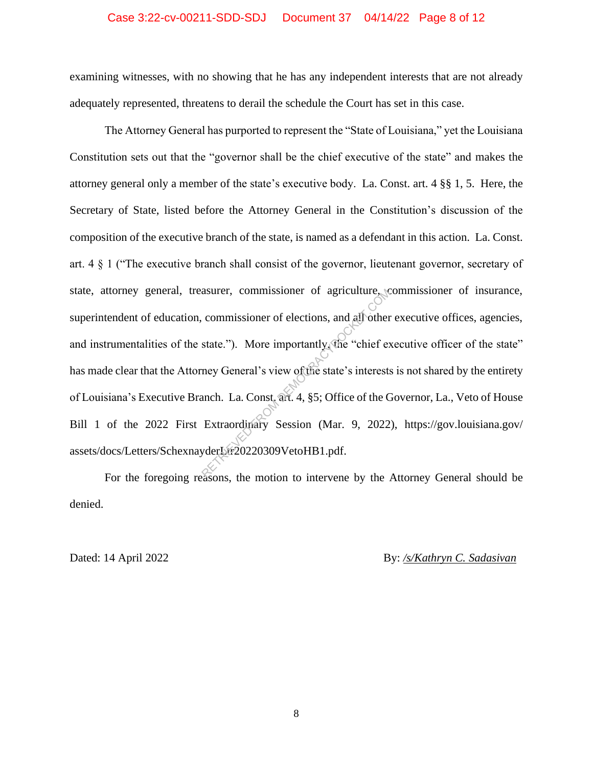examining witnesses, with no showing that he has any independent interests that are not already adequately represented, threatens to derail the schedule the Court has set in this case.

The Attorney General has purported to represent the "State of Louisiana," yet the Louisiana Constitution sets out that the "governor shall be the chief executive of the state" and makes the attorney general only a member of the state's executive body. La. Const. art. 4 §§ 1, 5. Here, the Secretary of State, listed before the Attorney General in the Constitution's discussion of the composition of the executive branch of the state, is named as a defendant in this action. La. Const. art. 4 § 1 ("The executive branch shall consist of the governor, lieutenant governor, secretary of state, attorney general, treasurer, commissioner of agriculture, commissioner of insurance, superintendent of education, commissioner of elections, and all other executive offices, agencies, and instrumentalities of the state."). More importantly, the "chief executive officer of the state" has made clear that the Attorney General's view of the state's interests is not shared by the entirety of Louisiana's Executive Branch. La. Const. art. 4, §5; Office of the Governor, La., Veto of House Bill 1 of the 2022 First Extraordinary Session (Mar. 9, 2022), https://gov.louisiana.gov/assets/docs/Letters/SchexnayderLtr20220309VetoHB1.pdf.

For the foregoing reasons, the motion to intervene by the Attorney General should be denied.

Dated: 14 April 2022

By: _/s/Kathryn C. Sadasivan_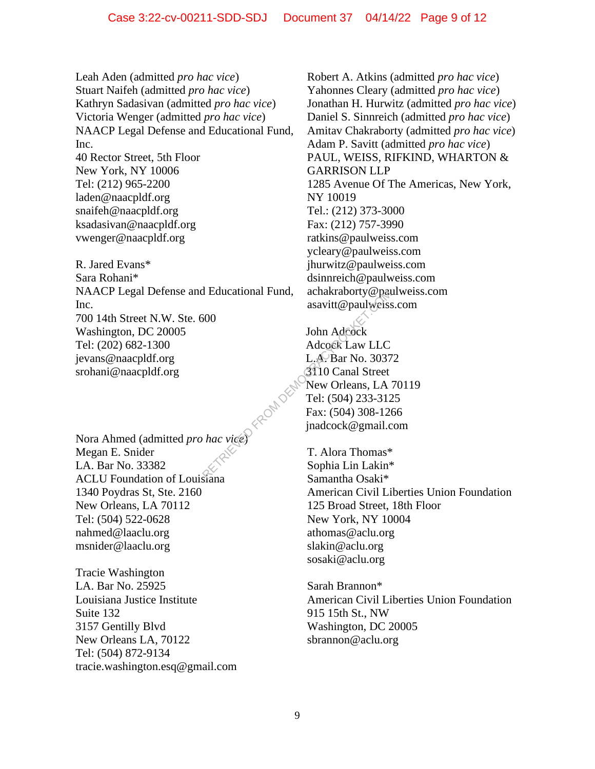Leah Aden (admitted *pro hac vice*)
Stuart Naifeh (admitted *pro hac vice*)
Kathryn Sadasivan (admitted *pro hac vice*)
Victoria Wenger (admitted *pro hac vice*)
NAACP Legal Defense and Educational Fund, Inc.
40 Rector Street, 5th Floor
New York, NY 10006
Tel: (212) 965-2200
laden@naacpldf.org
snaifeh@naacpldf.org
ksadasivan@naacpldf.org
vwenger@naacpldf.org

R. Jared Evans*
Sara Rohani*
NAACP Legal Defense and Educational Fund, Inc.
700 14th Street N.W. Ste. 600
Washington, DC 20005
Tel: (202) 682-1300
jevans@naacpldf.org
srohani@naacpldf.org

Nora Ahmed (admitted *pro hac vice*)
Megan E. Snider
LA. Bar No. 33382
ACLU Foundation of Louisiana
1340 Poydras St, Ste. 2160
New Orleans, LA 70112
Tel: (504) 522-0628
nahmed@laaclu.org
msnider@laaclu.org

Tracie Washington
LA. Bar No. 25925
Louisiana Justice Institute
Suite 132
3157 Gentilly Blvd
New Orleans LA, 70122
Tel: (504) 872-9134
tracie.washington.esq@gmail.com

Robert A. Atkins (admitted *pro hac vice*)
Yahonnes Cleary (admitted *pro hac vice*)
Jonathan H. Hurwitz (admitted *pro hac vice*)
Daniel S. Sinnreich (admitted *pro hac vice*)
Amitav Chakraborty (admitted *pro hac vice*)
Adam P. Savitt (admitted *pro hac vice*)
PAUL, WEISS, RIFKIND, WHARTON & GARRISON LLP
1285 Avenue Of The Americas, New York, NY 10019
Tel.: (212) 373-3000
Fax: (212) 757-3990
ratkins@paulweiss.com
ycleary@paulweiss.com
jhurwitz@paulweiss.com
dsinnreich@paulweiss.com
achakraborty@paulweiss.com
asavitt@paulweiss.com

John Adcock
Adcock Law LLC
L.A. Bar No. 30372
3110 Canal Street
New Orleans, LA 70119
Tel: (504) 233-3125
Fax: (504) 308-1266
jnadcock@gmail.com

T. Alora Thomas*
Sophia Lin Lakin*
Samantha Osaki*
American Civil Liberties Union Foundation
125 Broad Street, 18th Floor
New York, NY 10004
athomas@aclu.org
slakin@aclu.org
sosaki@aclu.org

Sarah Brannon*
American Civil Liberties Union Foundation
915 15th St., NW
Washington, DC 20005
sbrannon@aclu.org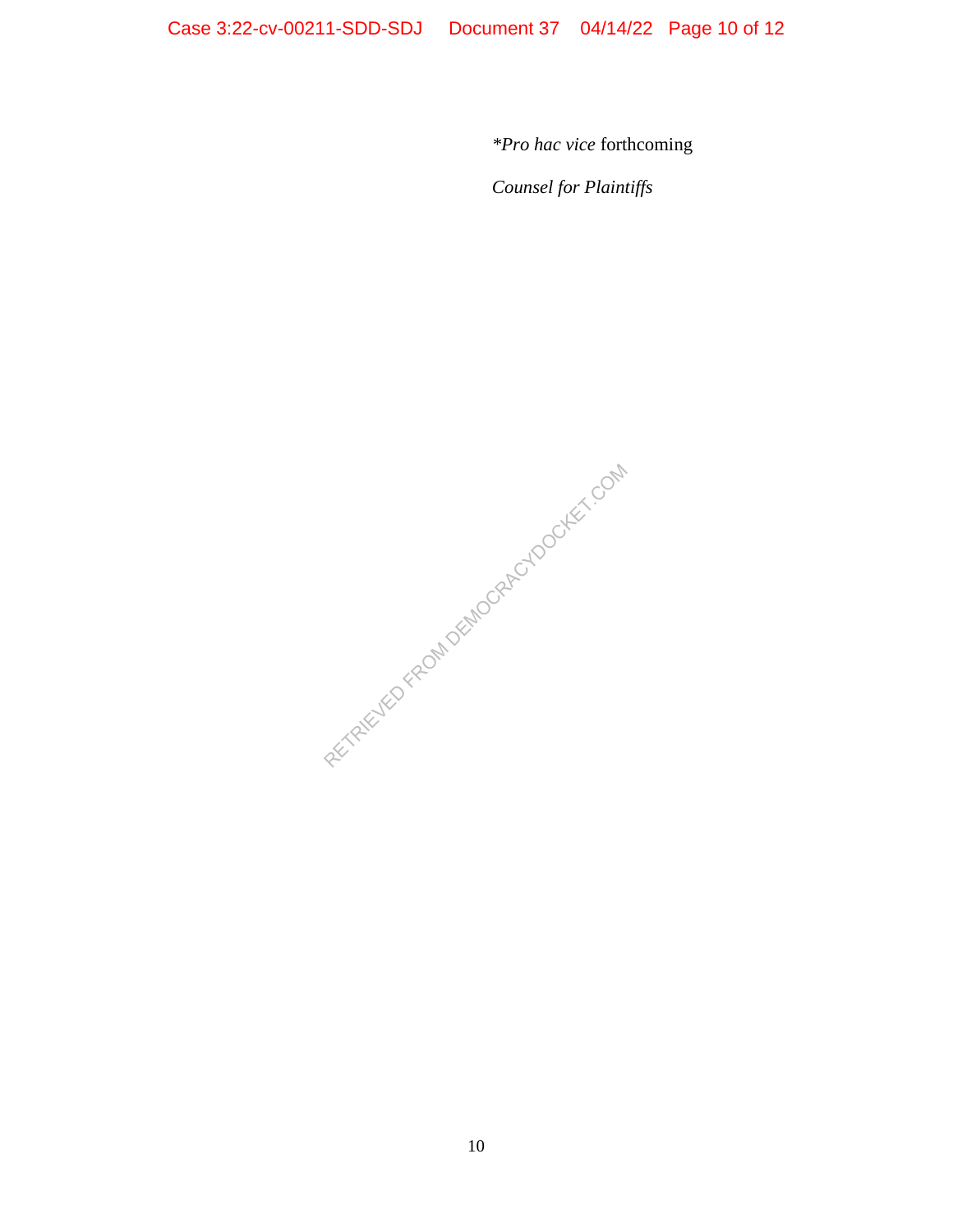**Pro hac vice* forthcoming

*Counsel for Plaintiffs*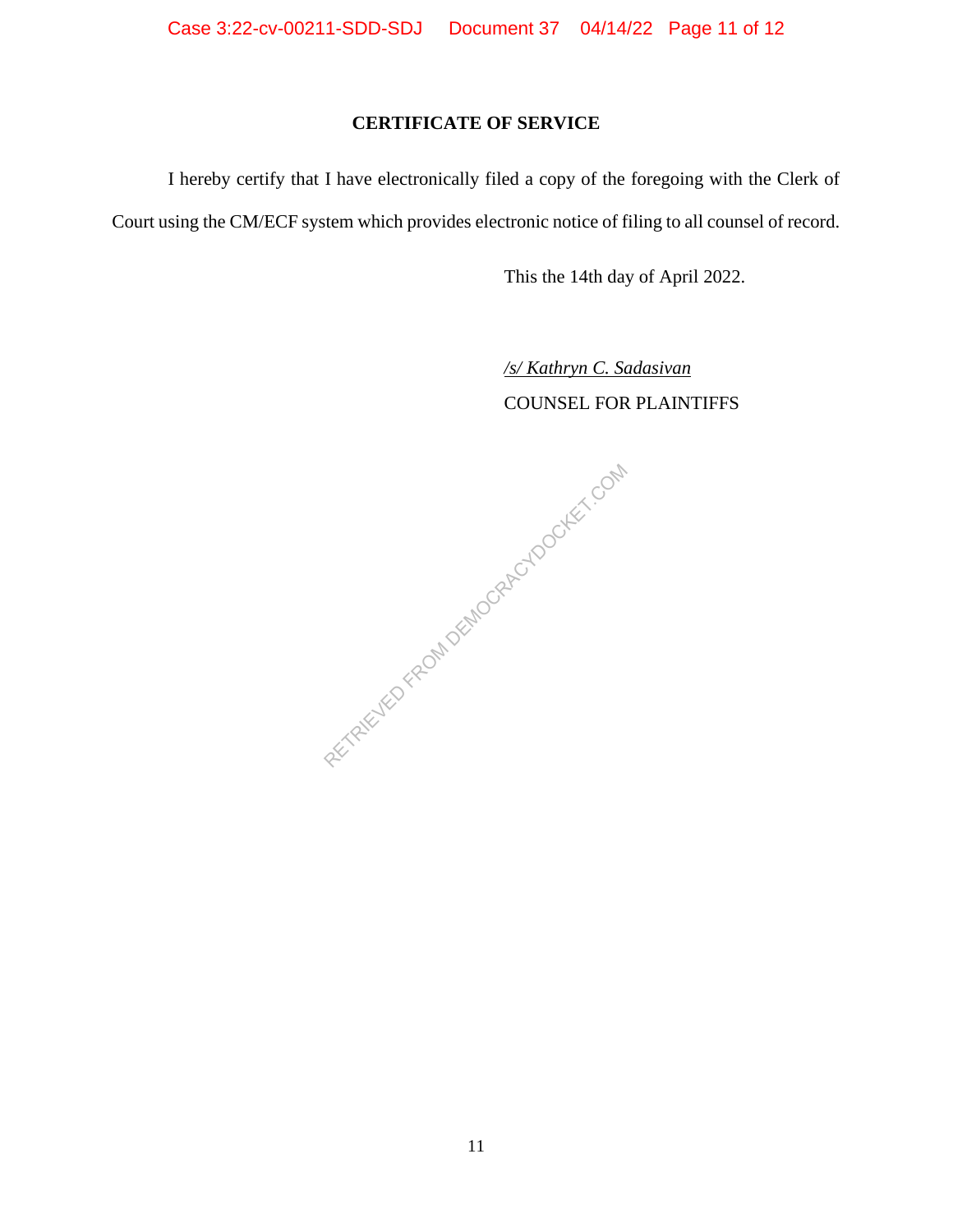## CERTIFICATE OF SERVICE

I hereby certify that I have electronically filed a copy of the foregoing with the Clerk of Court using the CM/ECF system which provides electronic notice of filing to all counsel of record.

This the 14th day of April 2022.

*/s/ Kathryn C. Sadasivan*
COUNSEL FOR PLAINTIFFS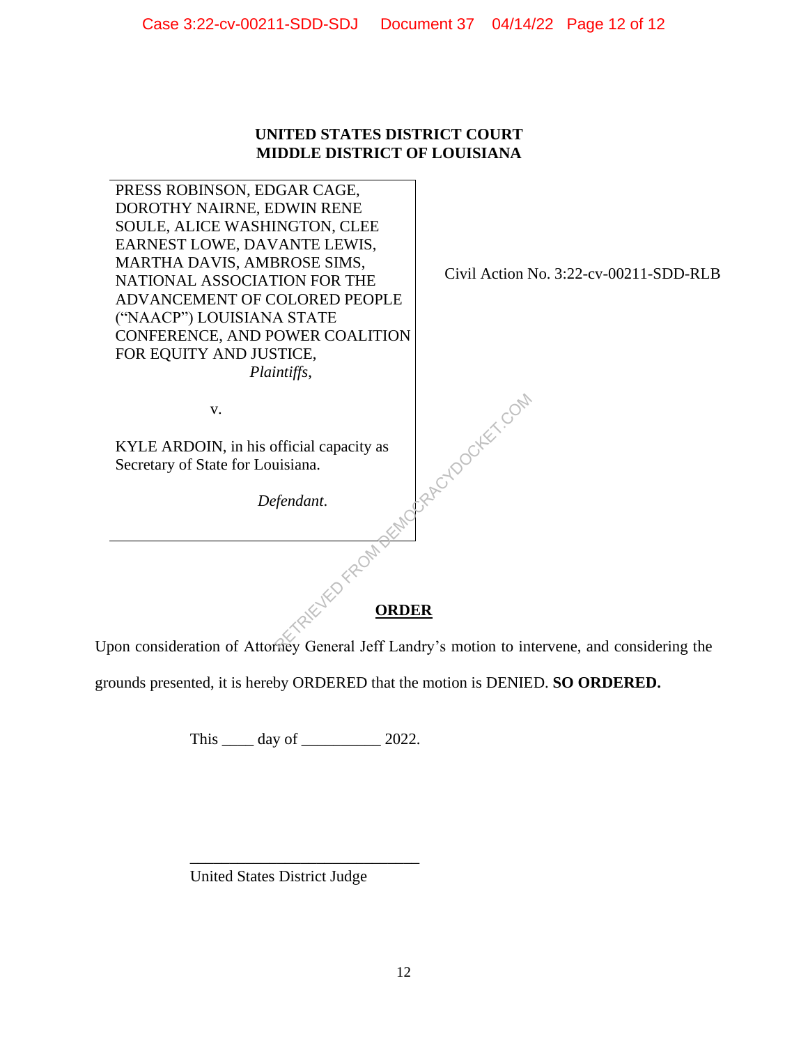**UNITED STATES DISTRICT COURT**
**MIDDLE DISTRICT OF LOUISIANA**

| | |
|---|---|
| PRESS ROBINSON, EDGAR CAGE, DOROTHY NAIRNE, EDWIN RENE SOULE, ALICE WASHINGTON, CLEE EARNEST LOWE, DAVANTE LEWIS, MARTHA DAVIS, AMBROSE SIMS, NATIONAL ASSOCIATION FOR THE ADVANCEMENT OF COLORED PEOPLE ("NAACP") LOUISIANA STATE CONFERENCE, AND POWER COALITION FOR EQUITY AND JUSTICE, *Plaintiffs*, v. KYLE ARDOIN, in his official capacity as Secretary of State for Louisiana. *Defendant*. | Civil Action No. 3:22-cv-00211-SDD-RLB |

**ORDER**

Upon consideration of Attorney General Jeff Landry's motion to intervene, and considering the grounds presented, it is hereby ORDERED that the motion is DENIED. **SO ORDERED.**

This ____ day of __________ 2022.

______________________________
United States District Judge